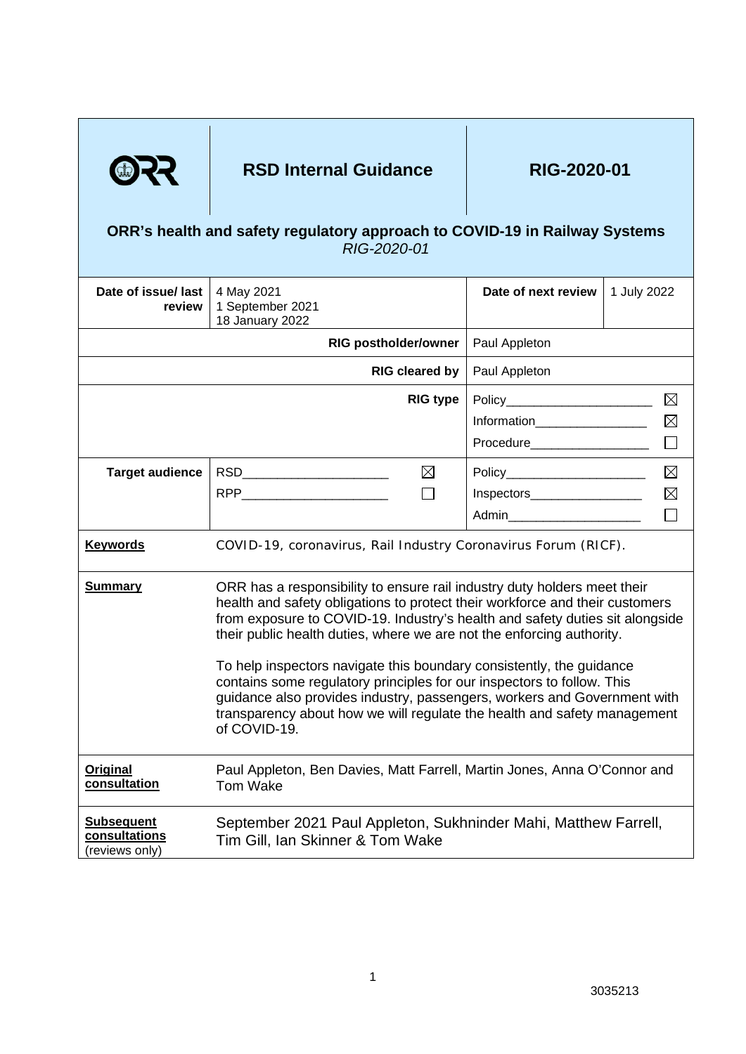| ORR | **RSD Internal Guidance** | **RIG-2020-01** | |
|---|---|---|---|
| **ORR's health and safety regulatory approach to COVID-19 in Railway Systems** *RIG-2020-01* | | | |
| **Date of issue/ last review** | 4 May 2021<br>1 September 2021<br>18 January 2022 | **Date of next review** | 1 July 2022 |
| **RIG postholder/owner** | | Paul Appleton | |
| **RIG cleared by** | | Paul Appleton | |
| **RIG type** | | Policy ☒<br>Information ☒<br>Procedure ☐ | |
| **Target audience** | RSD ☒<br>RPP ☐ | Policy ☒<br>Inspectors ☒<br>Admin ☐ | |
| **Keywords** | COVID-19, coronavirus, Rail Industry Coronavirus Forum (RICF). | | |
| **Summary** | ORR has a responsibility to ensure rail industry duty holders meet their health and safety obligations to protect their workforce and their customers from exposure to COVID-19. Industry's health and safety duties sit alongside their public health duties, where we are not the enforcing authority.<br><br>To help inspectors navigate this boundary consistently, the guidance contains some regulatory principles for our inspectors to follow. This guidance also provides industry, passengers, workers and Government with transparency about how we will regulate the health and safety management of COVID-19. | | |
| **Original consultation** | Paul Appleton, Ben Davies, Matt Farrell, Martin Jones, Anna O'Connor and Tom Wake | | |
| **Subsequent consultations** (reviews only) | September 2021 Paul Appleton, Sukhninder Mahi, Matthew Farrell, Tim Gill, Ian Skinner & Tom Wake | | |

3035213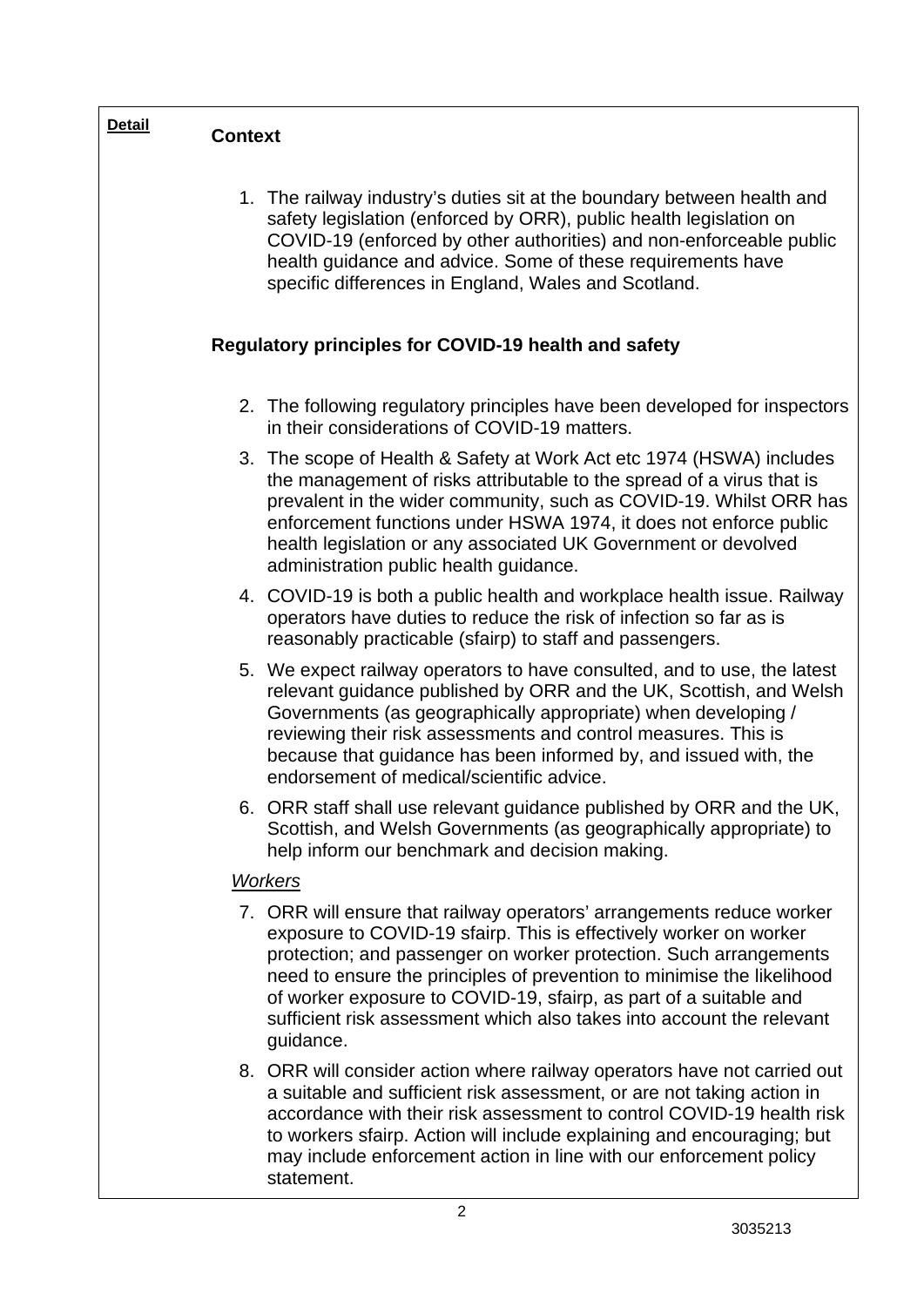**Detail**

## Context

1. The railway industry's duties sit at the boundary between health and safety legislation (enforced by ORR), public health legislation on COVID-19 (enforced by other authorities) and non-enforceable public health guidance and advice. Some of these requirements have specific differences in England, Wales and Scotland.

## Regulatory principles for COVID-19 health and safety

2. The following regulatory principles have been developed for inspectors in their considerations of COVID-19 matters.
3. The scope of Health & Safety at Work Act etc 1974 (HSWA) includes the management of risks attributable to the spread of a virus that is prevalent in the wider community, such as COVID-19. Whilst ORR has enforcement functions under HSWA 1974, it does not enforce public health legislation or any associated UK Government or devolved administration public health guidance.
4. COVID-19 is both a public health and workplace health issue. Railway operators have duties to reduce the risk of infection so far as is reasonably practicable (sfairp) to staff and passengers.
5. We expect railway operators to have consulted, and to use, the latest relevant guidance published by ORR and the UK, Scottish, and Welsh Governments (as geographically appropriate) when developing / reviewing their risk assessments and control measures. This is because that guidance has been informed by, and issued with, the endorsement of medical/scientific advice.
6. ORR staff shall use relevant guidance published by ORR and the UK, Scottish, and Welsh Governments (as geographically appropriate) to help inform our benchmark and decision making.

*Workers*

7. ORR will ensure that railway operators' arrangements reduce worker exposure to COVID-19 sfairp. This is effectively worker on worker protection; and passenger on worker protection. Such arrangements need to ensure the principles of prevention to minimise the likelihood of worker exposure to COVID-19, sfairp, as part of a suitable and sufficient risk assessment which also takes into account the relevant guidance.
8. ORR will consider action where railway operators have not carried out a suitable and sufficient risk assessment, or are not taking action in accordance with their risk assessment to control COVID-19 health risk to workers sfairp. Action will include explaining and encouraging; but may include enforcement action in line with our enforcement policy statement.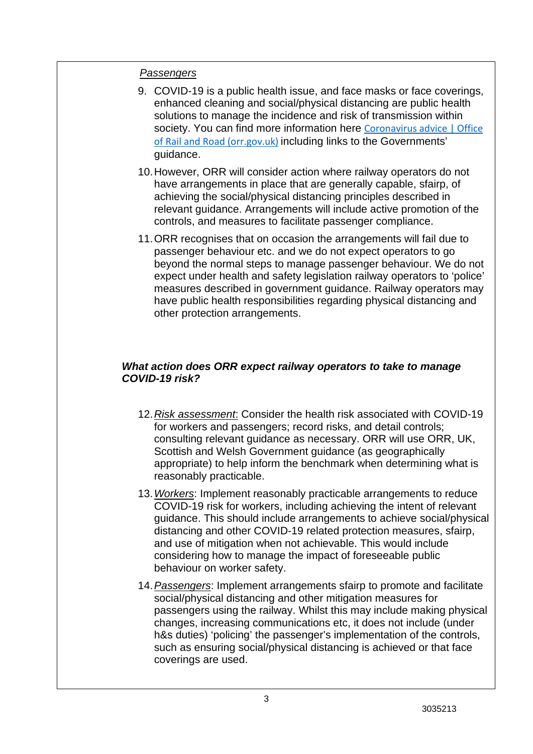*Passengers*

9. COVID-19 is a public health issue, and face masks or face coverings, enhanced cleaning and social/physical distancing are public health solutions to manage the incidence and risk of transmission within society. You can find more information here [Coronavirus advice | Office of Rail and Road (orr.gov.uk)](https://orr.gov.uk) including links to the Governments' guidance.

10. However, ORR will consider action where railway operators do not have arrangements in place that are generally capable, sfairp, of achieving the social/physical distancing principles described in relevant guidance. Arrangements will include active promotion of the controls, and measures to facilitate passenger compliance.

11. ORR recognises that on occasion the arrangements will fail due to passenger behaviour etc. and we do not expect operators to go beyond the normal steps to manage passenger behaviour. We do not expect under health and safety legislation railway operators to 'police' measures described in government guidance. Railway operators may have public health responsibilities regarding physical distancing and other protection arrangements.

***What action does ORR expect railway operators to take to manage COVID-19 risk?***

12. *Risk assessment*: Consider the health risk associated with COVID-19 for workers and passengers; record risks, and detail controls; consulting relevant guidance as necessary. ORR will use ORR, UK, Scottish and Welsh Government guidance (as geographically appropriate) to help inform the benchmark when determining what is reasonably practicable.

13. *Workers*: Implement reasonably practicable arrangements to reduce COVID-19 risk for workers, including achieving the intent of relevant guidance. This should include arrangements to achieve social/physical distancing and other COVID-19 related protection measures, sfairp, and use of mitigation when not achievable. This would include considering how to manage the impact of foreseeable public behaviour on worker safety.

14. *Passengers*: Implement arrangements sfairp to promote and facilitate social/physical distancing and other mitigation measures for passengers using the railway. Whilst this may include making physical changes, increasing communications etc, it does not include (under h&s duties) 'policing' the passenger's implementation of the controls, such as ensuring social/physical distancing is achieved or that face coverings are used.

3035213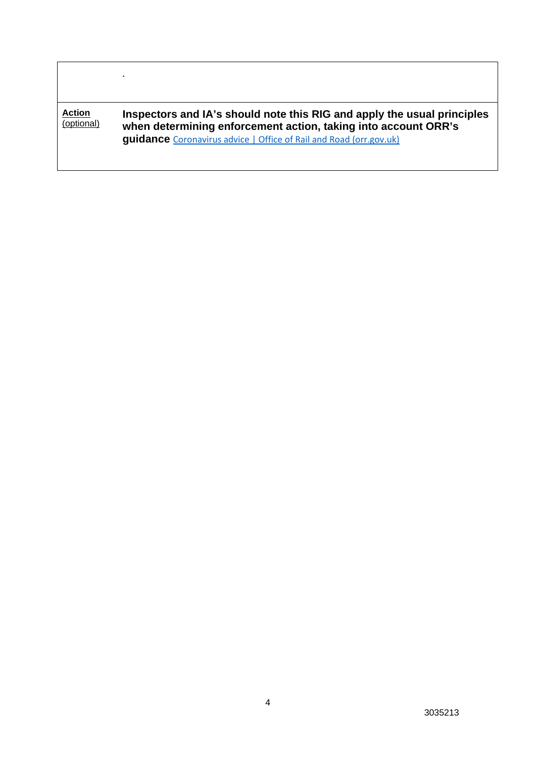| | |
|---|---|
| | . |
| **Action** (optional) | **Inspectors and IA's should note this RIG and apply the usual principles when determining enforcement action, taking into account ORR's guidance** Coronavirus advice \| Office of Rail and Road (orr.gov.uk) |

3035213